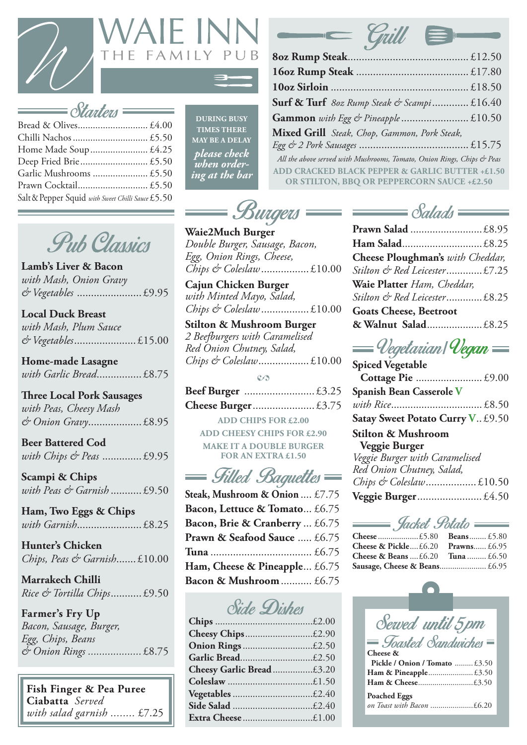# WAIE INN

THE FAMILY PUB

## Starters

- Bread & Olives ........ £4.00
- Chilli Nachos ........ £5.50
- Home Made Soup ........ £4.25
- Deep Fried Brie ........ £5.50
- Garlic Mushrooms ........ £5.50
- Prawn Cocktail ........ £5.50
- Salt & Pepper Squid *with Sweet Chilli Sauce* £5.50

**DURING BUSY TIMES THERE MAY BE A DELAY**

*please check when ordering at the bar*

## Grill

- **8oz Rump Steak** ........ £12.50
- **16oz Rump Steak** ........ £17.80
- **10oz Sirloin** ........ £18.50
- **Surf & Turf** *8oz Rump Steak & Scampi* ........ £16.40
- **Gammon** *with Egg & Pineapple* ........ £10.50
- **Mixed Grill** *Steak, Chop, Gammon, Pork Steak, Egg & 2 Pork Sausages* ........ £15.75

*All the above served with Mushrooms, Tomato, Onion Rings, Chips & Peas*

**ADD CRACKED BLACK PEPPER & GARLIC BUTTER +£1.50 OR STILTON, BBQ OR PEPPERCORN SAUCE +£2.50**

## Pub Classics

**Lamb's Liver & Bacon**
*with Mash, Onion Gravy & Vegetables* ........ £9.95

**Local Duck Breast**
*with Mash, Plum Sauce & Vegetables* ........ £15.00

**Home-made Lasagne**
*with Garlic Bread* ........ £8.75

**Three Local Pork Sausages**
*with Peas, Cheesy Mash & Onion Gravy* ........ £8.95

**Beer Battered Cod**
*with Chips & Peas* ........ £9.95

**Scampi & Chips**
*with Peas & Garnish* ........ £9.50

**Ham, Two Eggs & Chips**
*with Garnish* ........ £8.25

**Hunter's Chicken**
*Chips, Peas & Garnish* ........ £10.00

**Marrakech Chilli**
*Rice & Tortilla Chips* ........ £9.50

**Farmer's Fry Up**
*Bacon, Sausage, Burger, Egg, Chips, Beans & Onion Rings* ........ £8.75

**Fish Finger & Pea Puree Ciabatta** *Served with salad garnish* ........ £7.25

## Burgers

**Waie2Much Burger**
*Double Burger, Sausage, Bacon, Egg, Onion Rings, Cheese, Chips & Coleslaw* ........ £10.00

**Cajun Chicken Burger**
*with Minted Mayo, Salad, Chips & Coleslaw* ........ £10.00

**Stilton & Mushroom Burger**
*2 Beefburgers with Caramelised Red Onion Chutney, Salad, Chips & Coleslaw* ........ £10.00

- **Beef Burger** ........ £3.25
- **Cheese Burger** ........ £3.75

**ADD CHIPS FOR £2.00**
**ADD CHEESY CHIPS FOR £2.90**
**MAKE IT A DOUBLE BURGER FOR AN EXTRA £1.50**

## Filled Baguettes

- **Steak, Mushroom & Onion** ........ £7.75
- **Bacon, Lettuce & Tomato** ........ £6.75
- **Bacon, Brie & Cranberry** ........ £6.75
- **Prawn & Seafood Sauce** ........ £6.75
- **Tuna** ........ £6.75
- **Ham, Cheese & Pineapple** ........ £6.75
- **Bacon & Mushroom** ........ £6.75

## Side Dishes

- **Chips** ........ £2.00
- **Cheesy Chips** ........ £2.90
- **Onion Rings** ........ £2.50
- **Garlic Bread** ........ £2.50
- **Cheesy Garlic Bread** ........ £3.20
- **Coleslaw** ........ £1.50
- **Vegetables** ........ £2.40
- **Side Salad** ........ £2.40
- **Extra Cheese** ........ £1.00

## Salads

- **Prawn Salad** ........ £8.95
- **Ham Salad** ........ £8.25
- **Cheese Ploughman's** *with Cheddar, Stilton & Red Leicester* ........ £7.25
- **Waie Platter** *Ham, Cheddar, Stilton & Red Leicester* ........ £8.25
- **Goats Cheese, Beetroot & Walnut Salad** ........ £8.25

## Vegetarian/Vegan

- **Spiced Vegetable Cottage Pie** ........ £9.00
- **Spanish Bean Casserole** V *with Rice* ........ £8.50
- **Satay Sweet Potato Curry** V ........ £9.50
- **Stilton & Mushroom Veggie Burger** *Veggie Burger with Caramelised Red Onion Chutney, Salad, Chips & Coleslaw* ........ £10.50
- **Veggie Burger** ........ £4.50

## Jacket Potato

- **Cheese** ........ £5.80
- **Beans** ........ £5.80
- **Cheese & Pickle** ........ £6.20
- **Prawns** ........ £6.95
- **Cheese & Beans** ........ £6.20
- **Tuna** ........ £6.50
- **Sausage, Cheese & Beans** ........ £6.95

## Served until 5pm

### Toasted Sandwiches

- **Cheese & Pickle / Onion / Tomato** ........ £3.50
- **Ham & Pineapple** ........ £3.50
- **Ham & Cheese** ........ £3.50
- **Poached Eggs** *on Toast with Bacon* ........ £6.20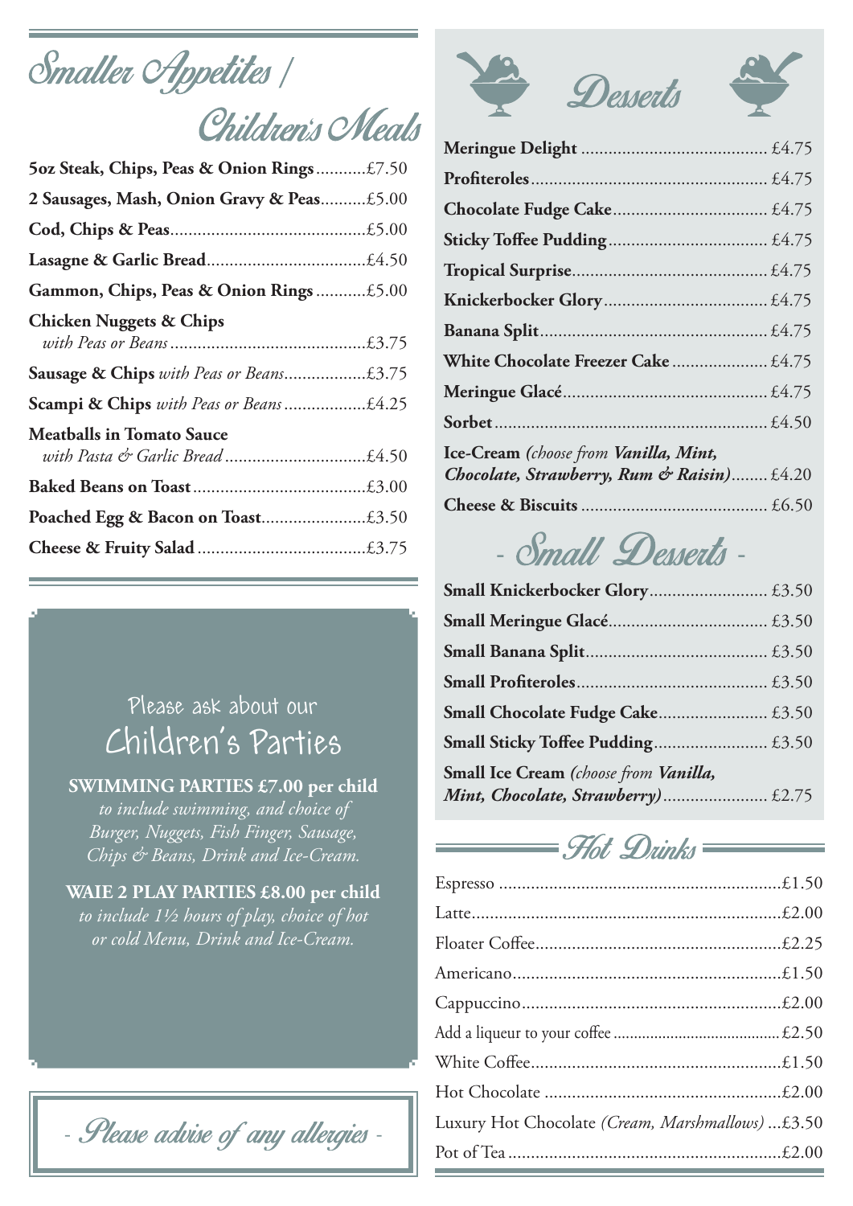# Smaller Appetites / Children's Meals

**5oz Steak, Chips, Peas & Onion Rings**...........£7.50

**2 Sausages, Mash, Onion Gravy & Peas**..........£5.00

**Cod, Chips & Peas**...........................................£5.00

**Lasagne & Garlic Bread**...................................£4.50

**Gammon, Chips, Peas & Onion Rings**...........£5.00

**Chicken Nuggets & Chips**
*with Peas or Beans*...........................................£3.75

**Sausage & Chips** *with Peas or Beans*..................£3.75

**Scampi & Chips** *with Peas or Beans*..................£4.25

**Meatballs in Tomato Sauce**
*with Pasta & Garlic Bread*...............................£4.50

**Baked Beans on Toast**......................................£3.00

**Poached Egg & Bacon on Toast**.......................£3.50

**Cheese & Fruity Salad**.....................................£3.75

Please ask about our

## Children's Parties

**SWIMMING PARTIES £7.00 per child**
*to include swimming, and choice of Burger, Nuggets, Fish Finger, Sausage, Chips & Beans, Drink and Ice-Cream.*

**WAIE 2 PLAY PARTIES £8.00 per child**
*to include 1½ hours of play, choice of hot or cold Menu, Drink and Ice-Cream.*

*- Please advise of any allergies -*

# Desserts

**Meringue Delight**......................................... £4.75

**Profiteroles**................................................... £4.75

**Chocolate Fudge Cake**.................................. £4.75

**Sticky Toffee Pudding**................................... £4.75

**Tropical Surprise**.......................................... £4.75

**Knickerbocker Glory**.................................... £4.75

**Banana Split**.................................................. £4.75

**White Chocolate Freezer Cake**..................... £4.75

**Meringue Glacé**............................................ £4.75

**Sorbet**........................................................... £4.50

**Ice-Cream** *(choose from* ***Vanilla, Mint, Chocolate, Strawberry, Rum & Raisin****)*........ £4.20

**Cheese & Biscuits**......................................... £6.50

## - Small Desserts -

**Small Knickerbocker Glory**.......................... £3.50

**Small Meringue Glacé**................................... £3.50

**Small Banana Split**........................................ £3.50

**Small Profiteroles**.......................................... £3.50

**Small Chocolate Fudge Cake**........................ £3.50

**Small Sticky Toffee Pudding**......................... £3.50

**Small Ice Cream** *(choose from* ***Vanilla, Mint, Chocolate, Strawberry****)*....................... £2.75

## Hot Drinks

Espresso .............................................................£1.50

Latte...................................................................£2.00

Floater Coffee.....................................................£2.25

Americano...........................................................£1.50

Cappuccino.........................................................£2.00

Add a liqueur to your coffee ..........................................£2.50

White Coffee.......................................................£1.50

Hot Chocolate ....................................................£2.00

Luxury Hot Chocolate *(Cream, Marshmallows)* ...£3.50

Pot of Tea ............................................................£2.00